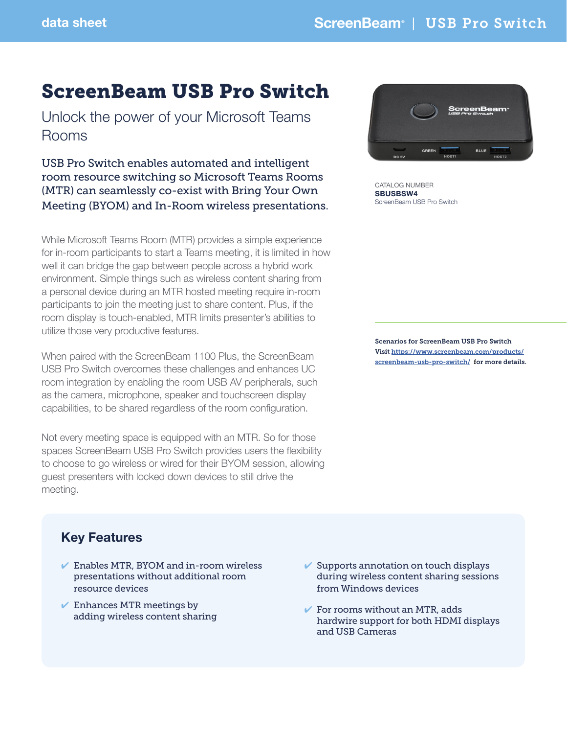# ScreenBeam USB Pro Switch

## Unlock the power of your Microsoft Teams Rooms

**USB Pro Switch enables automated and intelligent room resource switching so Microsoft Teams Rooms (MTR) can seamlessly co-exist with Bring Your Own Meeting (BYOM) and In-Room wireless presentations.**

While Microsoft Teams Room (MTR) provides a simple experience for in-room participants to start a Teams meeting, it is limited in how well it can bridge the gap between people across a hybrid work environment. Simple things such as wireless content sharing from a personal device during an MTR hosted meeting require in-room participants to join the meeting just to share content. Plus, if the room display is touch-enabled, MTR limits presenter's abilities to utilize those very productive features.

When paired with the ScreenBeam 1100 Plus, the ScreenBeam USB Pro Switch overcomes these challenges and enhances UC room integration by enabling the room USB AV peripherals, such as the camera, microphone, speaker and touchscreen display capabilities, to be shared regardless of the room configuration.

Not every meeting space is equipped with an MTR. So for those spaces ScreenBeam USB Pro Switch provides users the flexibility to choose to go wireless or wired for their BYOM session, allowing guest presenters with locked down devices to still drive the meeting.

CATALOG NUMBER
**SBUSBSW4**
ScreenBeam USB Pro Switch

**Scenarios for ScreenBeam USB Pro Switch**
**Visit [https://www.screenbeam.com/products/screenbeam-usb-pro-switch/](https://www.screenbeam.com/products/screenbeam-usb-pro-switch/) for more details.**

## Key Features

- ✔ Enables MTR, BYOM and in-room wireless presentations without additional room resource devices
- ✔ Enhances MTR meetings by adding wireless content sharing
- ✔ Supports annotation on touch displays during wireless content sharing sessions from Windows devices
- ✔ For rooms without an MTR, adds hardwire support for both HDMI displays and USB Cameras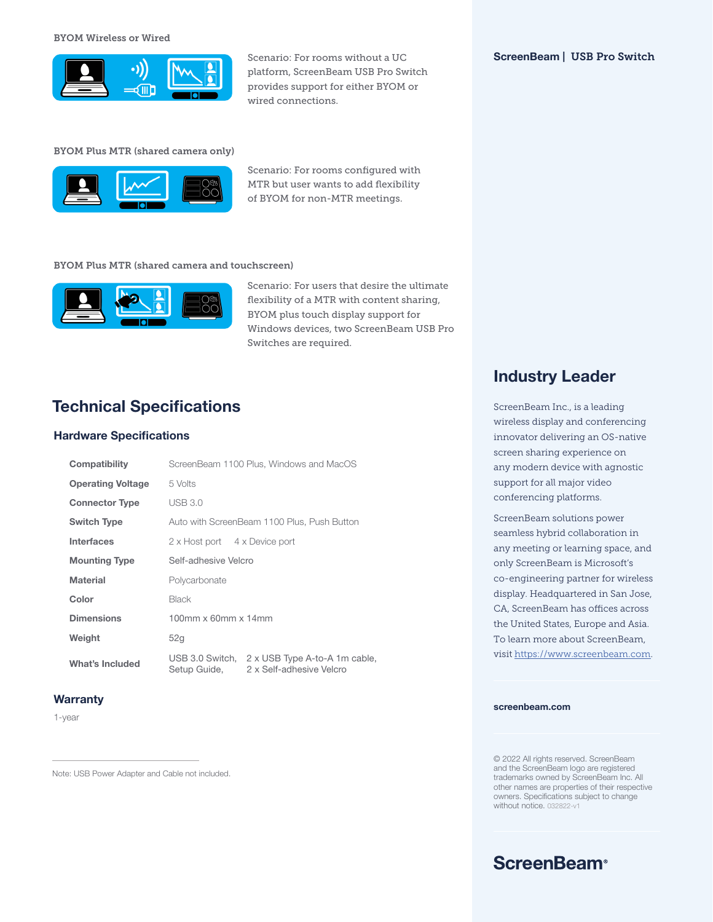BYOM Wireless or Wired

Scenario: For rooms without a UC platform, ScreenBeam USB Pro Switch provides support for either BYOM or wired connections.

BYOM Plus MTR (shared camera only)

Scenario: For rooms configured with MTR but user wants to add flexibility of BYOM for non-MTR meetings.

BYOM Plus MTR (shared camera and touchscreen)

Scenario: For users that desire the ultimate flexibility of a MTR with content sharing, BYOM plus touch display support for Windows devices, two ScreenBeam USB Pro Switches are required.

## Technical Specifications

### Hardware Specifications

| | |
|---|---|
| **Compatibility** | ScreenBeam 1100 Plus, Windows and MacOS |
| **Operating Voltage** | 5 Volts |
| **Connector Type** | USB 3.0 |
| **Switch Type** | Auto with ScreenBeam 1100 Plus, Push Button |
| **Interfaces** | 2 x Host port   4 x Device port |
| **Mounting Type** | Self-adhesive Velcro |
| **Material** | Polycarbonate |
| **Color** | Black |
| **Dimensions** | 100mm x 60mm x 14mm |
| **Weight** | 52g |
| **What's Included** | USB 3.0 Switch, Setup Guide, 2 x USB Type A-to-A 1m cable, 2 x Self-adhesive Velcro |

### Warranty

1-year

Note: USB Power Adapter and Cable not included.

**ScreenBeam | USB Pro Switch**

## Industry Leader

ScreenBeam Inc., is a leading wireless display and conferencing innovator delivering an OS-native screen sharing experience on any modern device with agnostic support for all major video conferencing platforms.

ScreenBeam solutions power seamless hybrid collaboration in any meeting or learning space, and only ScreenBeam is Microsoft's co-engineering partner for wireless display. Headquartered in San Jose, CA, ScreenBeam has offices across the United States, Europe and Asia. To learn more about ScreenBeam, visit https://www.screenbeam.com.

**screenbeam.com**

© 2022 All rights reserved. ScreenBeam and the ScreenBeam logo are registered trademarks owned by ScreenBeam Inc. All other names are properties of their respective owners. Specifications subject to change without notice. 032822-v1

**ScreenBeam®**